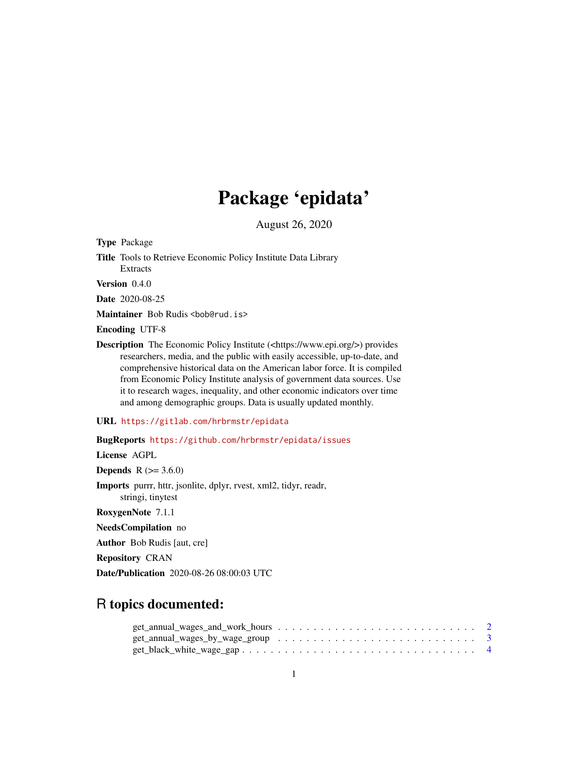# Package 'epidata'

August 26, 2020

**Type** Package

**Title** Tools to Retrieve Economic Policy Institute Data Library Extracts

**Version** 0.4.0

**Date** 2020-08-25

**Maintainer** Bob Rudis <bob@rud.is>

**Encoding** UTF-8

**Description** The Economic Policy Institute (<https://www.epi.org/>) provides researchers, media, and the public with easily accessible, up-to-date, and comprehensive historical data on the American labor force. It is compiled from Economic Policy Institute analysis of government data sources. Use it to research wages, inequality, and other economic indicators over time and among demographic groups. Data is usually updated monthly.

**URL** https://gitlab.com/hrbrmstr/epidata

**BugReports** https://github.com/hrbrmstr/epidata/issues

**License** AGPL

**Depends** R (>= 3.6.0)

**Imports** purrr, httr, jsonlite, dplyr, rvest, xml2, tidyr, readr, stringi, tinytest

**RoxygenNote** 7.1.1

**NeedsCompilation** no

**Author** Bob Rudis [aut, cre]

**Repository** CRAN

**Date/Publication** 2020-08-26 08:00:03 UTC

## R topics documented:

- get_annual_wages_and_work_hours . . . . . . . . . . . . . . . . . . . . . . . . . . . . 2
- get_annual_wages_by_wage_group . . . . . . . . . . . . . . . . . . . . . . . . . . . . 3
- get_black_white_wage_gap . . . . . . . . . . . . . . . . . . . . . . . . . . . . . . . . 4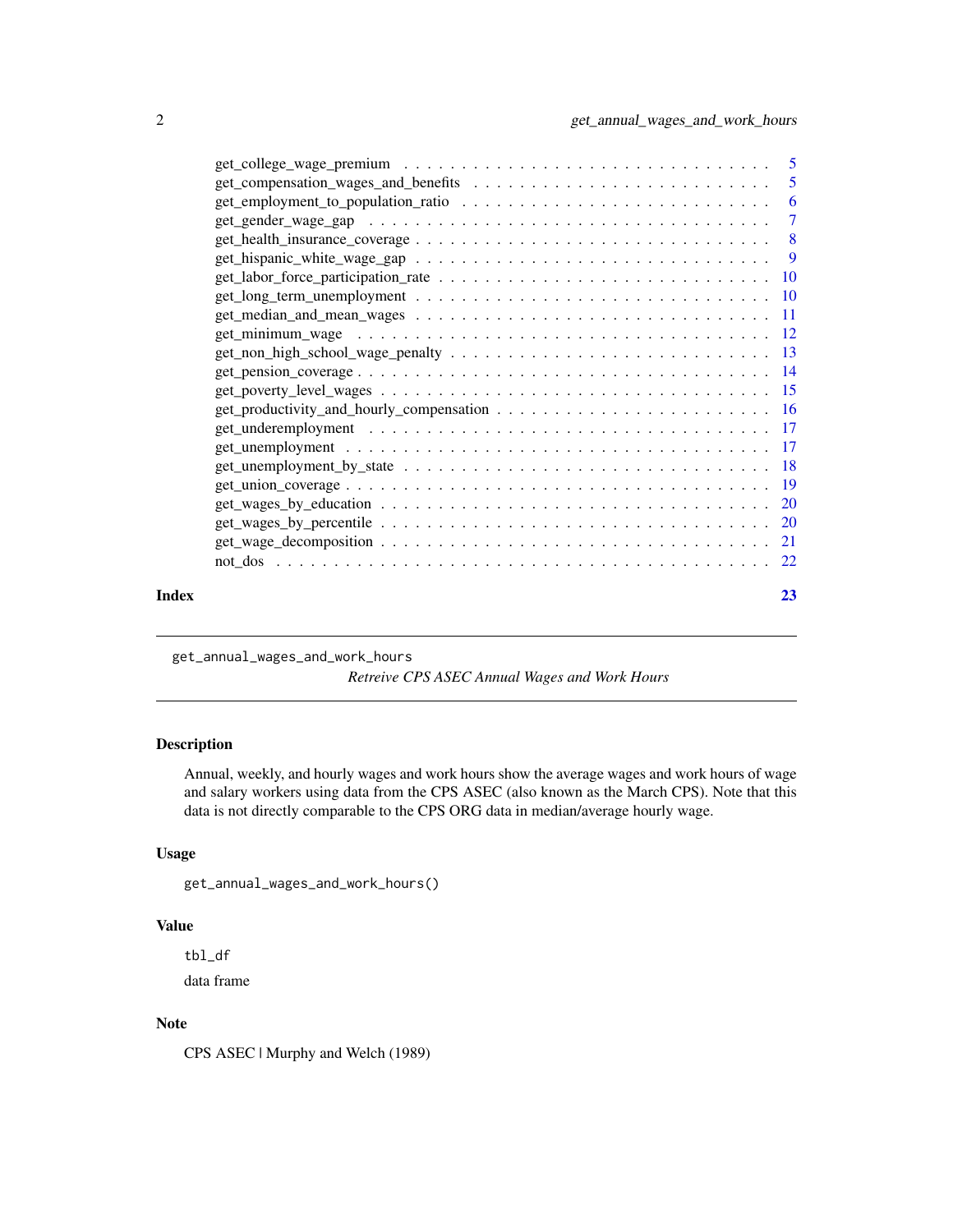| | |
|---|---|
| get_college_wage_premium | 5 |
| get_compensation_wages_and_benefits | 5 |
| get_employment_to_population_ratio | 6 |
| get_gender_wage_gap | 7 |
| get_health_insurance_coverage | 8 |
| get_hispanic_white_wage_gap | 9 |
| get_labor_force_participation_rate | 10 |
| get_long_term_unemployment | 10 |
| get_median_and_mean_wages | 11 |
| get_minimum_wage | 12 |
| get_non_high_school_wage_penalty | 13 |
| get_pension_coverage | 14 |
| get_poverty_level_wages | 15 |
| get_productivity_and_hourly_compensation | 16 |
| get_underemployment | 17 |
| get_unemployment | 17 |
| get_unemployment_by_state | 18 |
| get_union_coverage | 19 |
| get_wages_by_education | 20 |
| get_wages_by_percentile | 20 |
| get_wage_decomposition | 21 |
| not_dos | 22 |

**Index** **23**

---

`get_annual_wages_and_work_hours` *Retreive CPS ASEC Annual Wages and Work Hours*

---

## Description

Annual, weekly, and hourly wages and work hours show the average wages and work hours of wage and salary workers using data from the CPS ASEC (also known as the March CPS). Note that this data is not directly comparable to the CPS ORG data in median/average hourly wage.

## Usage

```
get_annual_wages_and_work_hours()
```

## Value

`tbl_df`

data frame

## Note

CPS ASEC | Murphy and Welch (1989)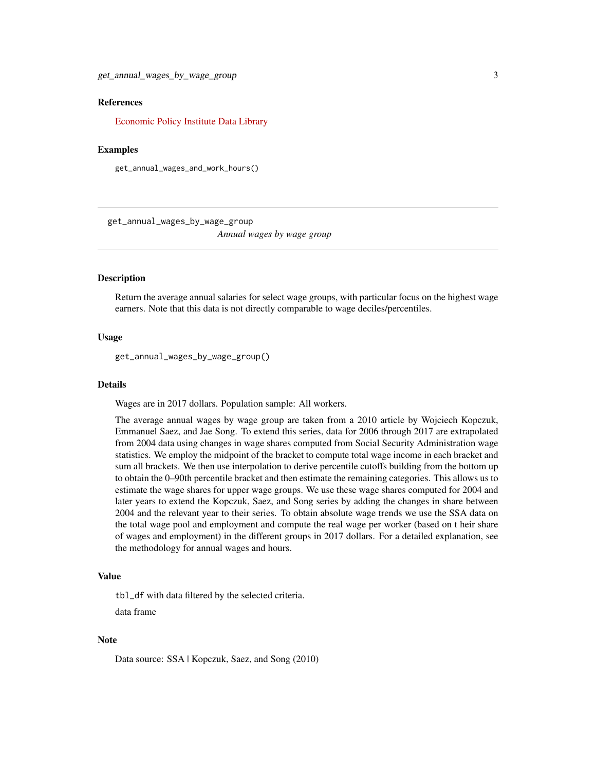### References

Economic Policy Institute Data Library

### Examples

```
get_annual_wages_and_work_hours()
```

---

## get_annual_wages_by_wage_group

*Annual wages by wage group*

---

### Description

Return the average annual salaries for select wage groups, with particular focus on the highest wage earners. Note that this data is not directly comparable to wage deciles/percentiles.

### Usage

```
get_annual_wages_by_wage_group()
```

### Details

Wages are in 2017 dollars. Population sample: All workers.

The average annual wages by wage group are taken from a 2010 article by Wojciech Kopczuk, Emmanuel Saez, and Jae Song. To extend this series, data for 2006 through 2017 are extrapolated from 2004 data using changes in wage shares computed from Social Security Administration wage statistics. We employ the midpoint of the bracket to compute total wage income in each bracket and sum all brackets. We then use interpolation to derive percentile cutoffs building from the bottom up to obtain the 0–90th percentile bracket and then estimate the remaining categories. This allows us to estimate the wage shares for upper wage groups. We use these wage shares computed for 2004 and later years to extend the Kopczuk, Saez, and Song series by adding the changes in share between 2004 and the relevant year to their series. To obtain absolute wage trends we use the SSA data on the total wage pool and employment and compute the real wage per worker (based on t heir share of wages and employment) in the different groups in 2017 dollars. For a detailed explanation, see the methodology for annual wages and hours.

### Value

`tbl_df` with data filtered by the selected criteria.

data frame

### Note

Data source: SSA | Kopczuk, Saez, and Song (2010)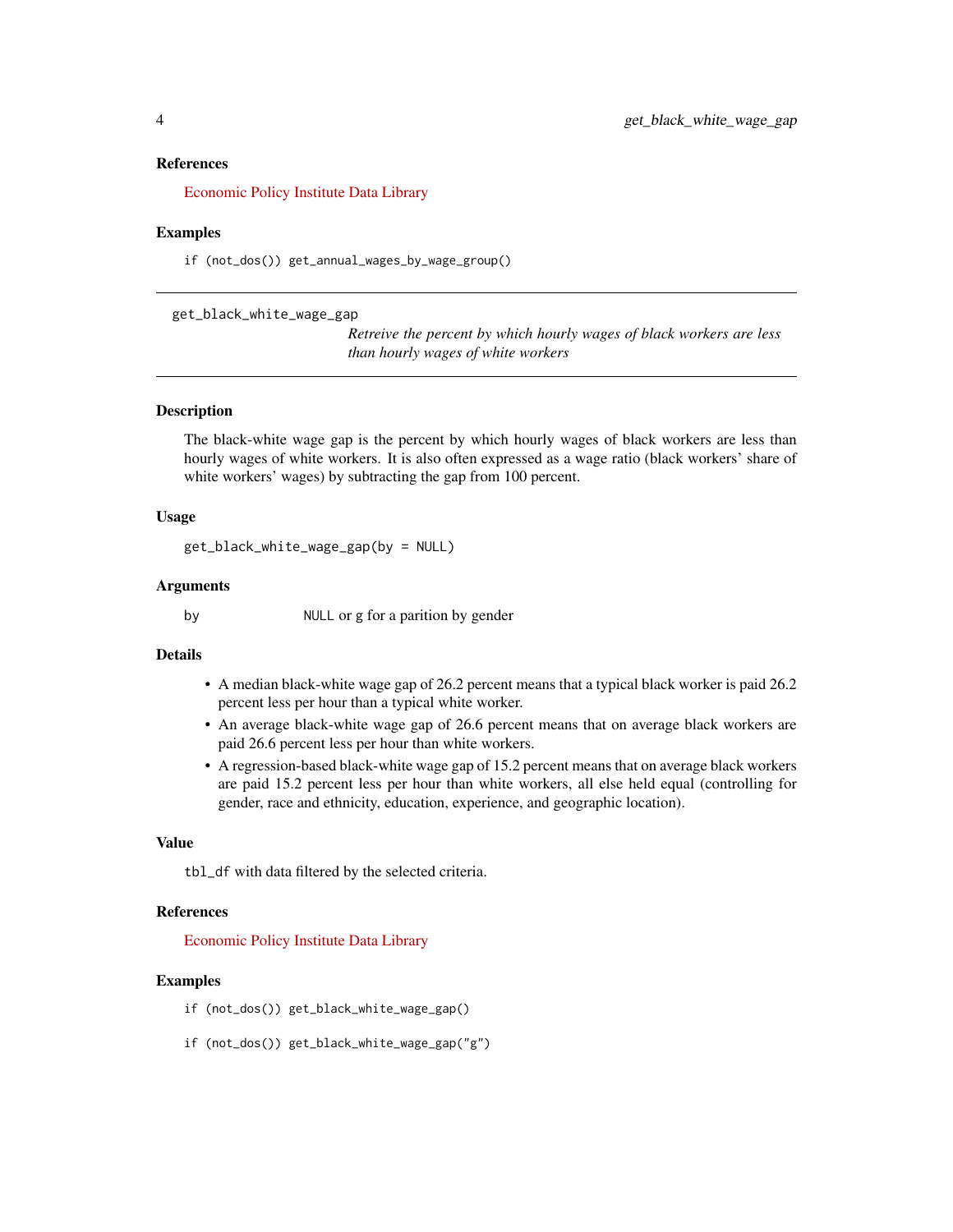### References

Economic Policy Institute Data Library

### Examples

```
if (not_dos()) get_annual_wages_by_wage_group()
```

---

## get_black_white_wage_gap

*Retreive the percent by which hourly wages of black workers are less than hourly wages of white workers*

---

### Description

The black-white wage gap is the percent by which hourly wages of black workers are less than hourly wages of white workers. It is also often expressed as a wage ratio (black workers' share of white workers' wages) by subtracting the gap from 100 percent.

### Usage

```
get_black_white_wage_gap(by = NULL)
```

### Arguments

| | |
|---|---|
| by | `NULL` or `g` for a parition by gender |

### Details

- A median black-white wage gap of 26.2 percent means that a typical black worker is paid 26.2 percent less per hour than a typical white worker.
- An average black-white wage gap of 26.6 percent means that on average black workers are paid 26.6 percent less per hour than white workers.
- A regression-based black-white wage gap of 15.2 percent means that on average black workers are paid 15.2 percent less per hour than white workers, all else held equal (controlling for gender, race and ethnicity, education, experience, and geographic location).

### Value

`tbl_df` with data filtered by the selected criteria.

### References

Economic Policy Institute Data Library

### Examples

```
if (not_dos()) get_black_white_wage_gap()

if (not_dos()) get_black_white_wage_gap("g")
```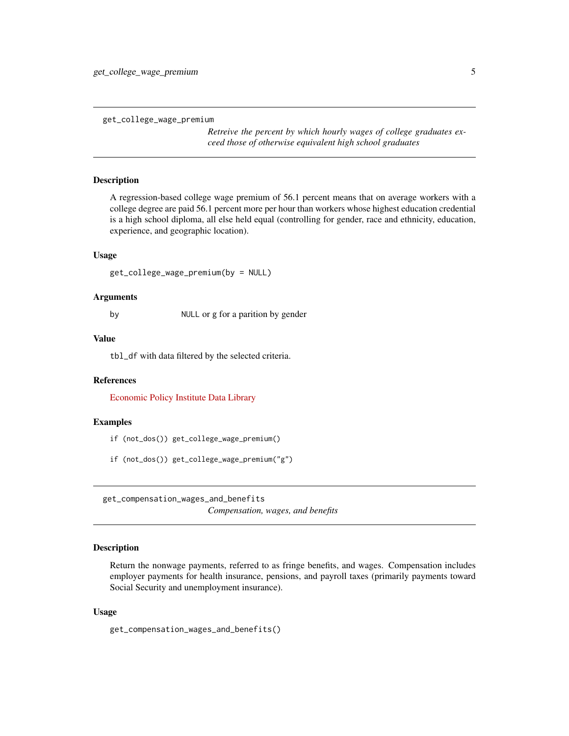## get_college_wage_premium

*Retreive the percent by which hourly wages of college graduates exceed those of otherwise equivalent high school graduates*

### Description

A regression-based college wage premium of 56.1 percent means that on average workers with a college degree are paid 56.1 percent more per hour than workers whose highest education credential is a high school diploma, all else held equal (controlling for gender, race and ethnicity, education, experience, and geographic location).

### Usage

```
get_college_wage_premium(by = NULL)
```

### Arguments

| | |
|---|---|
| by | `NULL` or g for a parition by gender |

### Value

`tbl_df` with data filtered by the selected criteria.

### References

Economic Policy Institute Data Library

### Examples

```
if (not_dos()) get_college_wage_premium()

if (not_dos()) get_college_wage_premium("g")
```

## get_compensation_wages_and_benefits

*Compensation, wages, and benefits*

### Description

Return the nonwage payments, referred to as fringe benefits, and wages. Compensation includes employer payments for health insurance, pensions, and payroll taxes (primarily payments toward Social Security and unemployment insurance).

### Usage

```
get_compensation_wages_and_benefits()
```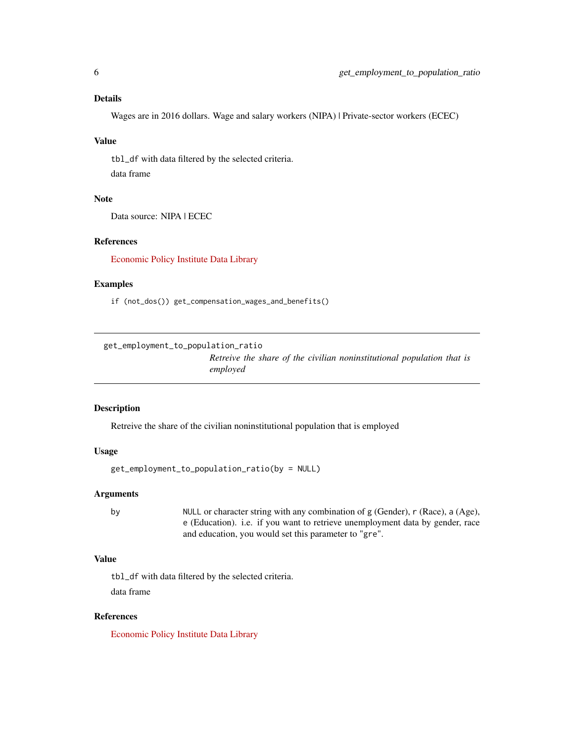### Details

Wages are in 2016 dollars. Wage and salary workers (NIPA) | Private-sector workers (ECEC)

### Value

`tbl_df` with data filtered by the selected criteria.

data frame

### Note

Data source: NIPA | ECEC

### References

Economic Policy Institute Data Library

### Examples

```
if (not_dos()) get_compensation_wages_and_benefits()
```

---

## get_employment_to_population_ratio

*Retreive the share of the civilian noninstitutional population that is employed*

---

### Description

Retreive the share of the civilian noninstitutional population that is employed

### Usage

```
get_employment_to_population_ratio(by = NULL)
```

### Arguments

| | |
|---|---|
| by | `NULL` or character string with any combination of `g` (Gender), `r` (Race), `a` (Age), `e` (Education). i.e. if you want to retrieve unemployment data by gender, race and education, you would set this parameter to "`gre`". |

### Value

`tbl_df` with data filtered by the selected criteria.

data frame

### References

Economic Policy Institute Data Library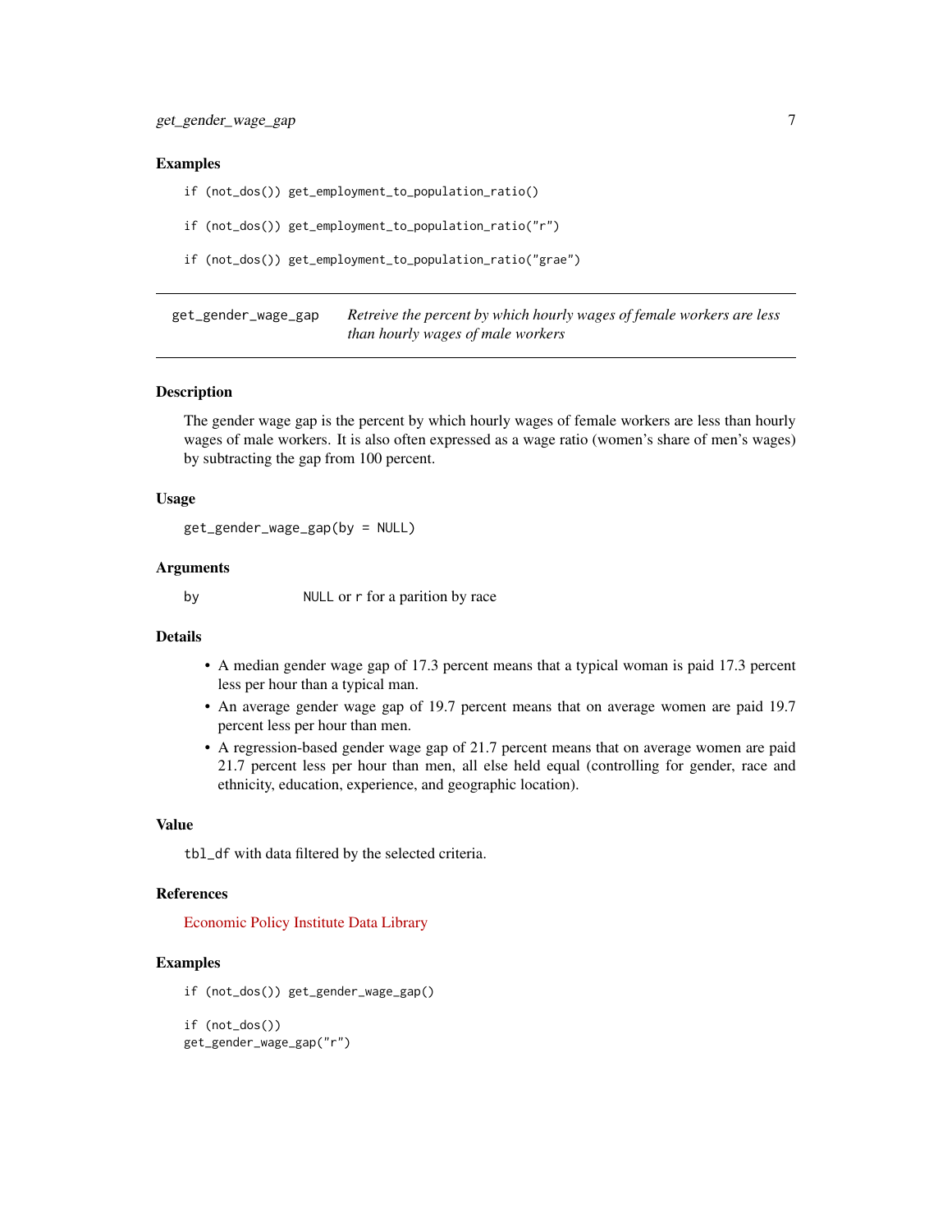### Examples

```
if (not_dos()) get_employment_to_population_ratio()

if (not_dos()) get_employment_to_population_ratio("r")

if (not_dos()) get_employment_to_population_ratio("grae")
```

---

## get_gender_wage_gap — *Retreive the percent by which hourly wages of female workers are less than hourly wages of male workers*

---

### Description

The gender wage gap is the percent by which hourly wages of female workers are less than hourly wages of male workers. It is also often expressed as a wage ratio (women's share of men's wages) by subtracting the gap from 100 percent.

### Usage

```
get_gender_wage_gap(by = NULL)
```

### Arguments

| | |
|---|---|
| by | `NULL` or `r` for a parition by race |

### Details

- A median gender wage gap of 17.3 percent means that a typical woman is paid 17.3 percent less per hour than a typical man.
- An average gender wage gap of 19.7 percent means that on average women are paid 19.7 percent less per hour than men.
- A regression-based gender wage gap of 21.7 percent means that on average women are paid 21.7 percent less per hour than men, all else held equal (controlling for gender, race and ethnicity, education, experience, and geographic location).

### Value

`tbl_df` with data filtered by the selected criteria.

### References

Economic Policy Institute Data Library

### Examples

```
if (not_dos()) get_gender_wage_gap()

if (not_dos())
get_gender_wage_gap("r")
```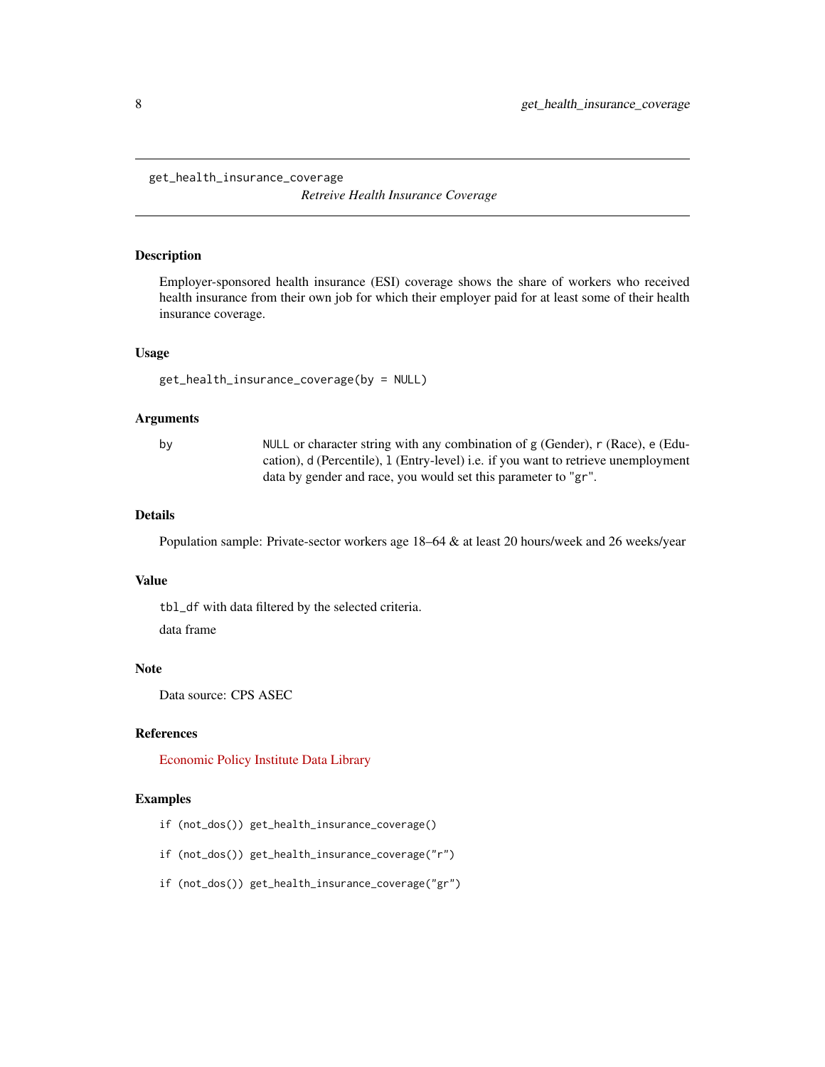## get_health_insurance_coverage

*Retreive Health Insurance Coverage*

### Description

Employer-sponsored health insurance (ESI) coverage shows the share of workers who received health insurance from their own job for which their employer paid for at least some of their health insurance coverage.

### Usage

```
get_health_insurance_coverage(by = NULL)
```

### Arguments

| | |
|---|---|
| by | `NULL` or character string with any combination of `g` (Gender), `r` (Race), `e` (Education), `d` (Percentile), `l` (Entry-level) i.e. if you want to retrieve unemployment data by gender and race, you would set this parameter to "`gr`". |

### Details

Population sample: Private-sector workers age 18–64 & at least 20 hours/week and 26 weeks/year

### Value

`tbl_df` with data filtered by the selected criteria.

data frame

### Note

Data source: CPS ASEC

### References

Economic Policy Institute Data Library

### Examples

```
if (not_dos()) get_health_insurance_coverage()

if (not_dos()) get_health_insurance_coverage("r")

if (not_dos()) get_health_insurance_coverage("gr")
```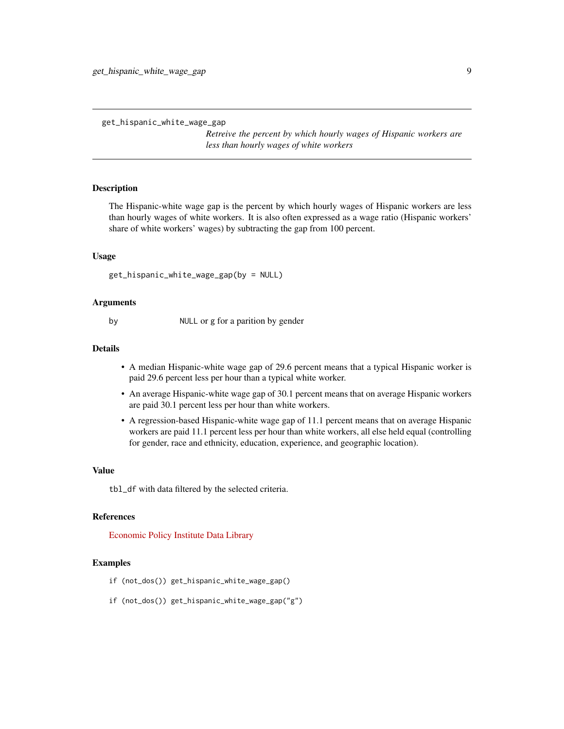## get_hispanic_white_wage_gap

*Retreive the percent by which hourly wages of Hispanic workers are less than hourly wages of white workers*

### Description

The Hispanic-white wage gap is the percent by which hourly wages of Hispanic workers are less than hourly wages of white workers. It is also often expressed as a wage ratio (Hispanic workers' share of white workers' wages) by subtracting the gap from 100 percent.

### Usage

```
get_hispanic_white_wage_gap(by = NULL)
```

### Arguments

| | |
|---|---|
| by | `NULL` or g for a parition by gender |

### Details

- A median Hispanic-white wage gap of 29.6 percent means that a typical Hispanic worker is paid 29.6 percent less per hour than a typical white worker.
- An average Hispanic-white wage gap of 30.1 percent means that on average Hispanic workers are paid 30.1 percent less per hour than white workers.
- A regression-based Hispanic-white wage gap of 11.1 percent means that on average Hispanic workers are paid 11.1 percent less per hour than white workers, all else held equal (controlling for gender, race and ethnicity, education, experience, and geographic location).

### Value

`tbl_df` with data filtered by the selected criteria.

### References

Economic Policy Institute Data Library

### Examples

```
if (not_dos()) get_hispanic_white_wage_gap()

if (not_dos()) get_hispanic_white_wage_gap("g")
```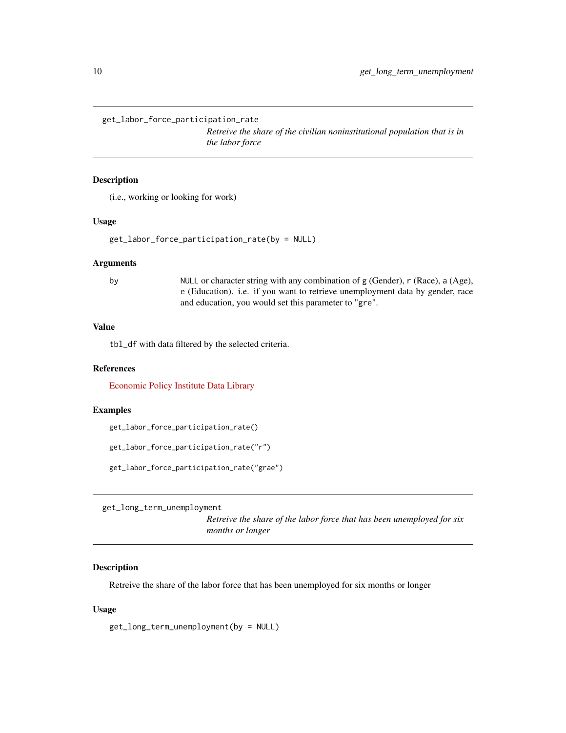## get_labor_force_participation_rate

*Retreive the share of the civilian noninstitutional population that is in the labor force*

### Description

(i.e., working or looking for work)

### Usage

```
get_labor_force_participation_rate(by = NULL)
```

### Arguments

| | |
|---|---|
| by | NULL or character string with any combination of g (Gender), r (Race), a (Age), e (Education). i.e. if you want to retrieve unemployment data by gender, race and education, you would set this parameter to "gre". |

### Value

tbl_df with data filtered by the selected criteria.

### References

Economic Policy Institute Data Library

### Examples

```
get_labor_force_participation_rate()

get_labor_force_participation_rate("r")

get_labor_force_participation_rate("grae")
```

## get_long_term_unemployment

*Retreive the share of the labor force that has been unemployed for six months or longer*

### Description

Retreive the share of the labor force that has been unemployed for six months or longer

### Usage

```
get_long_term_unemployment(by = NULL)
```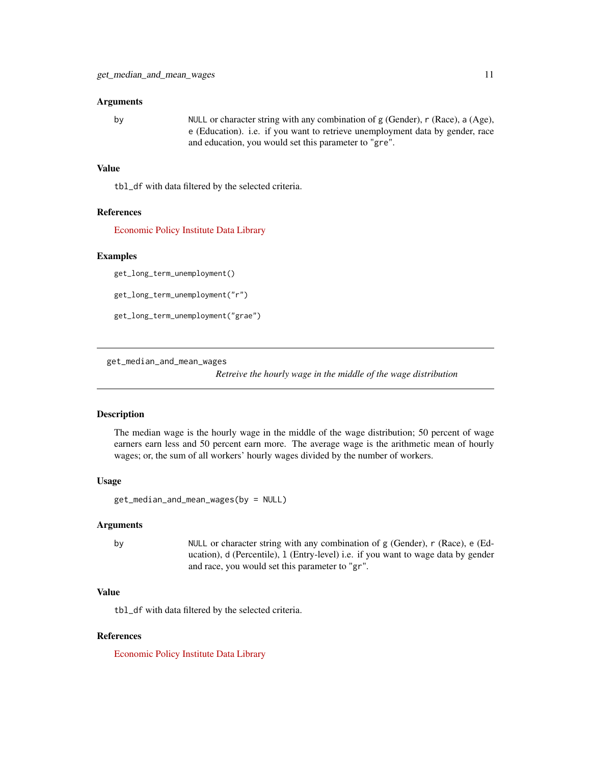### Arguments

**by** NULL or character string with any combination of g (Gender), r (Race), a (Age), e (Education). i.e. if you want to retrieve unemployment data by gender, race and education, you would set this parameter to "gre".

### Value

tbl_df with data filtered by the selected criteria.

### References

Economic Policy Institute Data Library

### Examples

```
get_long_term_unemployment()

get_long_term_unemployment("r")

get_long_term_unemployment("grae")
```

---

## get_median_and_mean_wages

*Retreive the hourly wage in the middle of the wage distribution*

---

### Description

The median wage is the hourly wage in the middle of the wage distribution; 50 percent of wage earners earn less and 50 percent earn more. The average wage is the arithmetic mean of hourly wages; or, the sum of all workers' hourly wages divided by the number of workers.

### Usage

```
get_median_and_mean_wages(by = NULL)
```

### Arguments

**by** NULL or character string with any combination of g (Gender), r (Race), e (Education), d (Percentile), l (Entry-level) i.e. if you want to wage data by gender and race, you would set this parameter to "gr".

### Value

tbl_df with data filtered by the selected criteria.

### References

Economic Policy Institute Data Library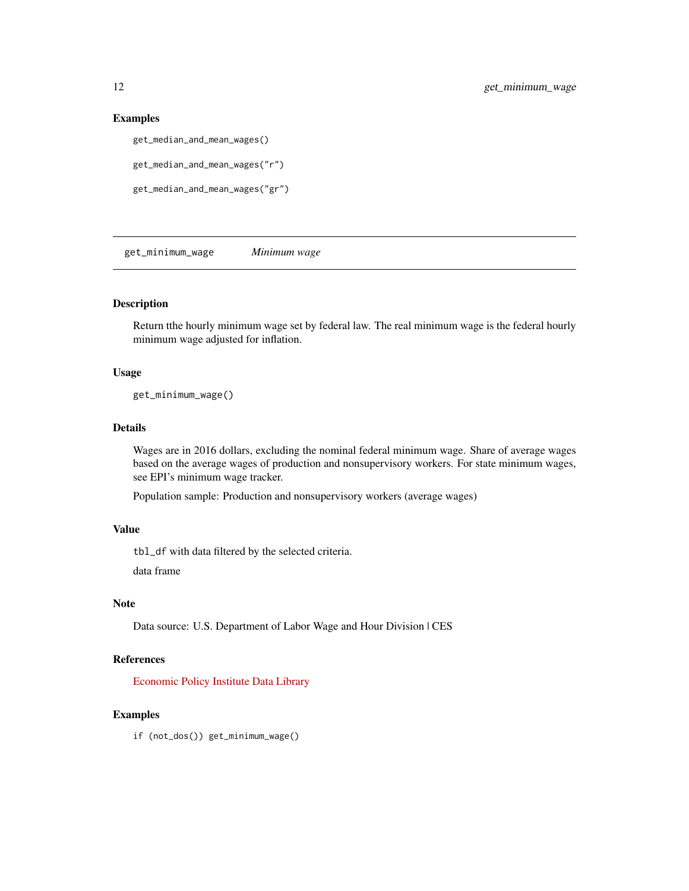## Examples

```
get_median_and_mean_wages()

get_median_and_mean_wages("r")

get_median_and_mean_wages("gr")
```

---

# get_minimum_wage    *Minimum wage*

---

### Description

Return tthe hourly minimum wage set by federal law. The real minimum wage is the federal hourly minimum wage adjusted for inflation.

### Usage

```
get_minimum_wage()
```

### Details

Wages are in 2016 dollars, excluding the nominal federal minimum wage. Share of average wages based on the average wages of production and nonsupervisory workers. For state minimum wages, see EPI's minimum wage tracker.

Population sample: Production and nonsupervisory workers (average wages)

### Value

`tbl_df` with data filtered by the selected criteria.

data frame

### Note

Data source: U.S. Department of Labor Wage and Hour Division | CES

### References

Economic Policy Institute Data Library

### Examples

```
if (not_dos()) get_minimum_wage()
```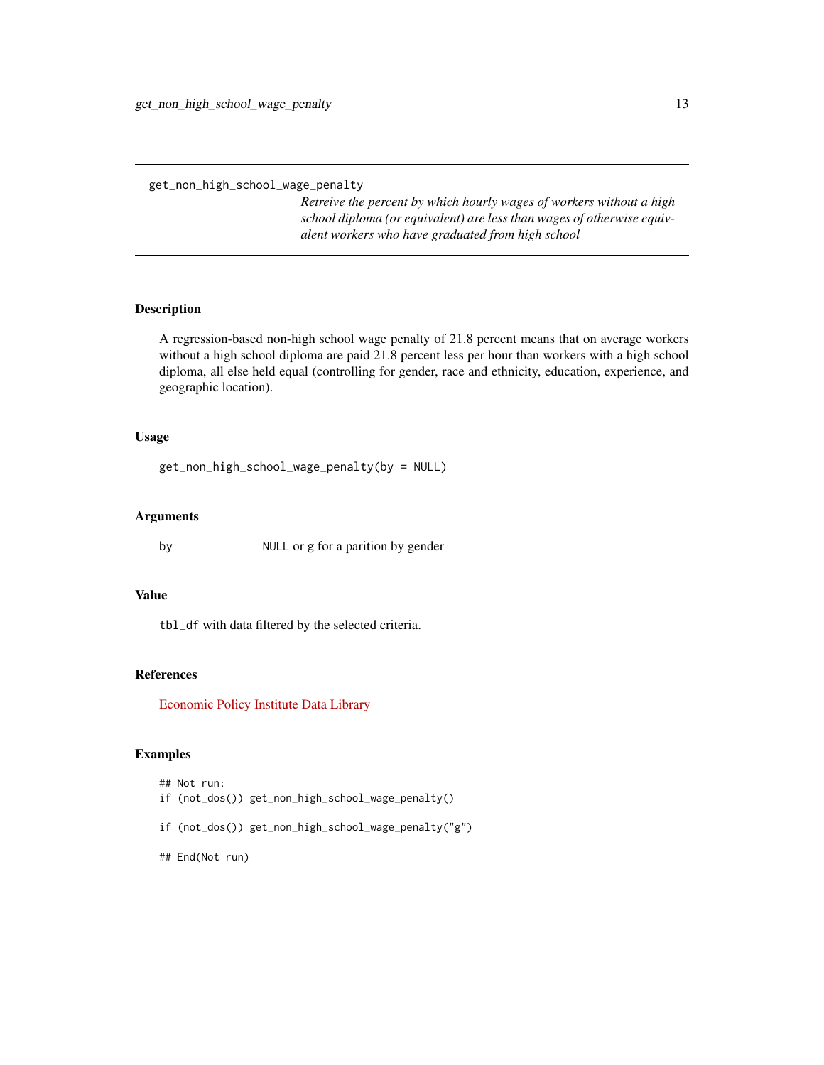get_non_high_school_wage_penalty

*Retreive the percent by which hourly wages of workers without a high school diploma (or equivalent) are less than wages of otherwise equivalent workers who have graduated from high school*

## Description

A regression-based non-high school wage penalty of 21.8 percent means that on average workers without a high school diploma are paid 21.8 percent less per hour than workers with a high school diploma, all else held equal (controlling for gender, race and ethnicity, education, experience, and geographic location).

## Usage

```
get_non_high_school_wage_penalty(by = NULL)
```

## Arguments

| | |
|---|---|
| by | `NULL` or g for a parition by gender |

## Value

`tbl_df` with data filtered by the selected criteria.

## References

Economic Policy Institute Data Library

## Examples

```
## Not run:
if (not_dos()) get_non_high_school_wage_penalty()

if (not_dos()) get_non_high_school_wage_penalty("g")

## End(Not run)
```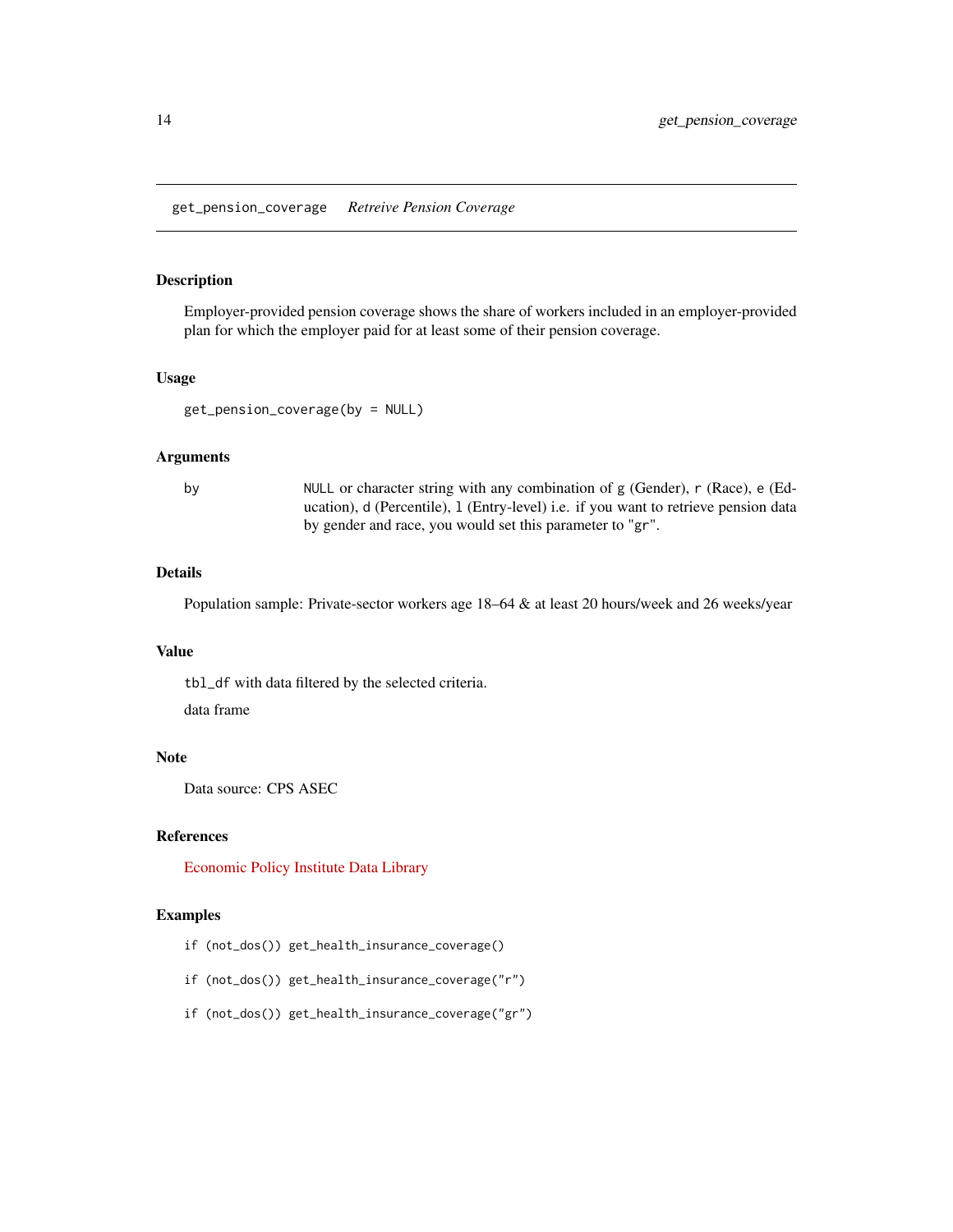## get_pension_coverage *Retreive Pension Coverage*

### Description

Employer-provided pension coverage shows the share of workers included in an employer-provided plan for which the employer paid for at least some of their pension coverage.

### Usage

```
get_pension_coverage(by = NULL)
```

### Arguments

| | |
|---|---|
| by | NULL or character string with any combination of g (Gender), r (Race), e (Education), d (Percentile), l (Entry-level) i.e. if you want to retrieve pension data by gender and race, you would set this parameter to "gr". |

### Details

Population sample: Private-sector workers age 18–64 & at least 20 hours/week and 26 weeks/year

### Value

tbl_df with data filtered by the selected criteria.

data frame

### Note

Data source: CPS ASEC

### References

Economic Policy Institute Data Library

### Examples

```
if (not_dos()) get_health_insurance_coverage()

if (not_dos()) get_health_insurance_coverage("r")

if (not_dos()) get_health_insurance_coverage("gr")
```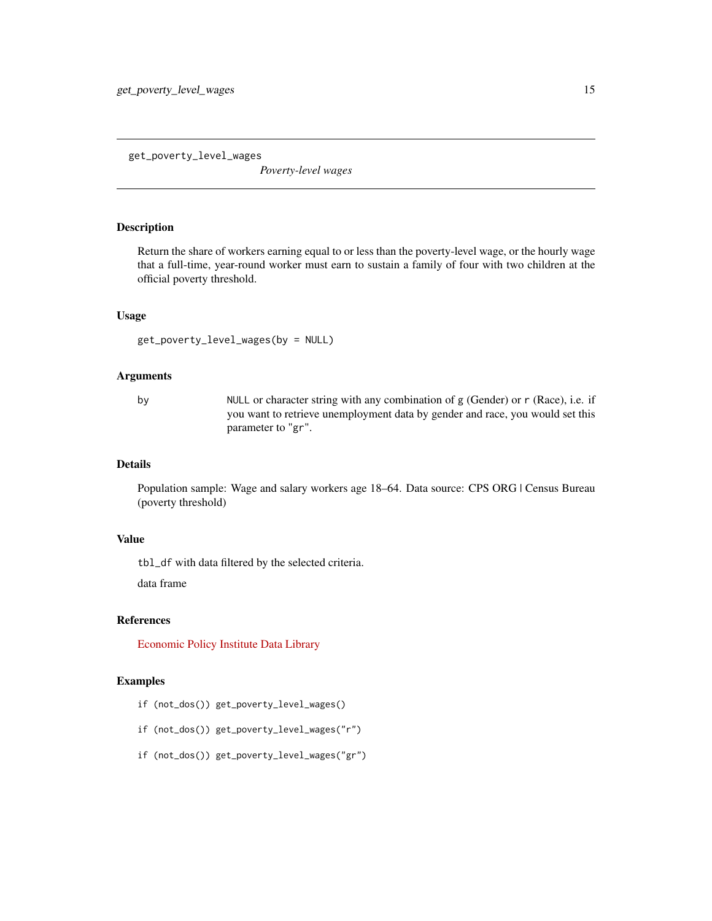# get_poverty_level_wages

*Poverty-level wages*

## Description

Return the share of workers earning equal to or less than the poverty-level wage, or the hourly wage that a full-time, year-round worker must earn to sustain a family of four with two children at the official poverty threshold.

## Usage

```
get_poverty_level_wages(by = NULL)
```

## Arguments

| | |
|---|---|
| by | `NULL` or character string with any combination of `g` (Gender) or `r` (Race), i.e. if you want to retrieve unemployment data by gender and race, you would set this parameter to "`gr`". |

## Details

Population sample: Wage and salary workers age 18–64. Data source: CPS ORG | Census Bureau (poverty threshold)

## Value

`tbl_df` with data filtered by the selected criteria.

data frame

## References

Economic Policy Institute Data Library

## Examples

```
if (not_dos()) get_poverty_level_wages()

if (not_dos()) get_poverty_level_wages("r")

if (not_dos()) get_poverty_level_wages("gr")
```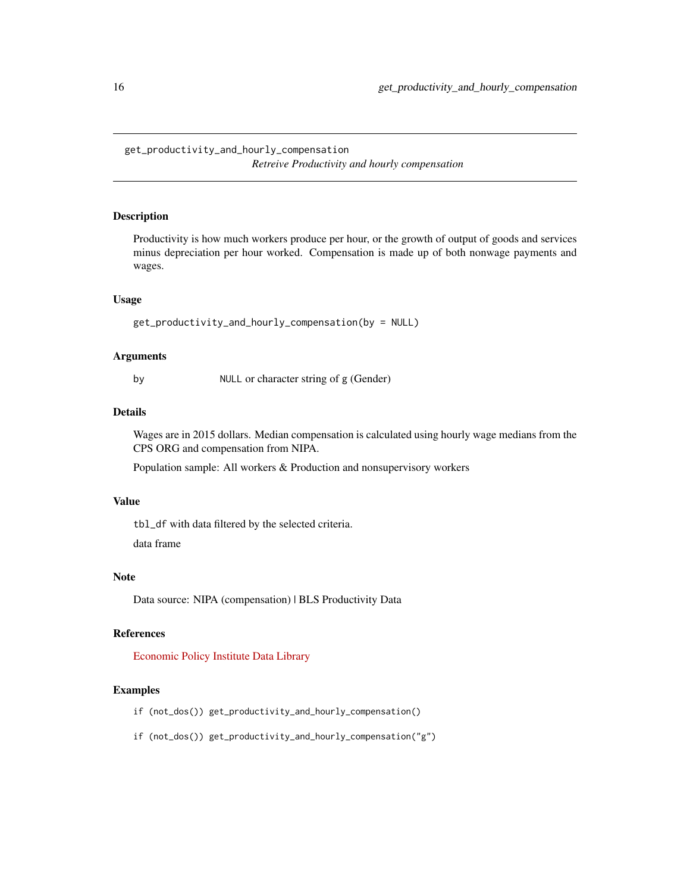## get_productivity_and_hourly_compensation

*Retreive Productivity and hourly compensation*

### Description

Productivity is how much workers produce per hour, or the growth of output of goods and services minus depreciation per hour worked. Compensation is made up of both nonwage payments and wages.

### Usage

```
get_productivity_and_hourly_compensation(by = NULL)
```

### Arguments

| | |
|---|---|
| by | `NULL` or character string of g (Gender) |

### Details

Wages are in 2015 dollars. Median compensation is calculated using hourly wage medians from the CPS ORG and compensation from NIPA.

Population sample: All workers & Production and nonsupervisory workers

### Value

`tbl_df` with data filtered by the selected criteria.

data frame

### Note

Data source: NIPA (compensation) | BLS Productivity Data

### References

Economic Policy Institute Data Library

### Examples

```
if (not_dos()) get_productivity_and_hourly_compensation()

if (not_dos()) get_productivity_and_hourly_compensation("g")
```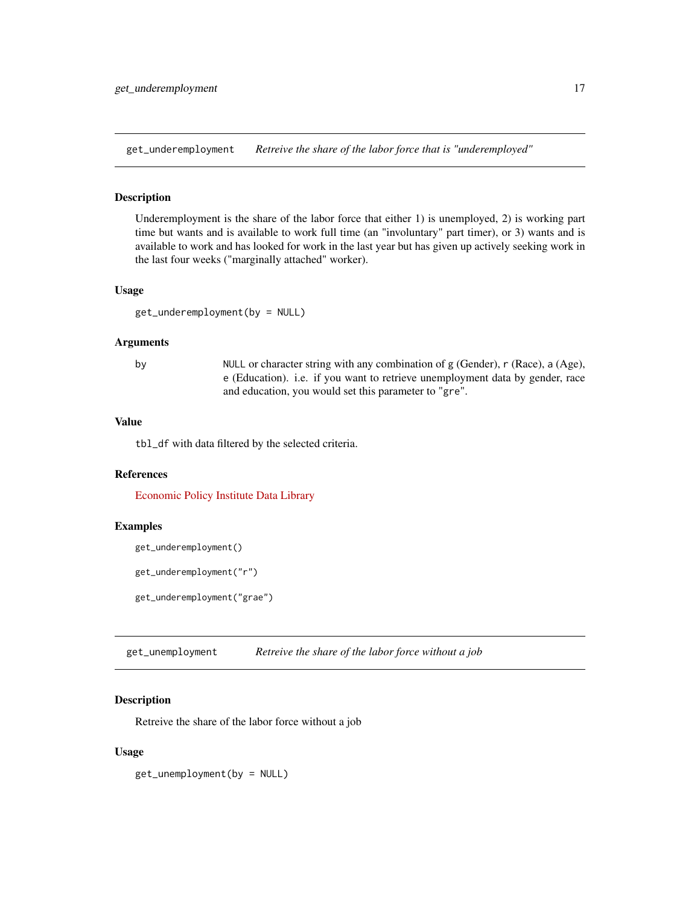## get_underemployment — *Retreive the share of the labor force that is "underemployed"*

### Description

Underemployment is the share of the labor force that either 1) is unemployed, 2) is working part time but wants and is available to work full time (an "involuntary" part timer), or 3) wants and is available to work and has looked for work in the last year but has given up actively seeking work in the last four weeks ("marginally attached" worker).

### Usage

```
get_underemployment(by = NULL)
```

### Arguments

| | |
|---|---|
| by | `NULL` or character string with any combination of `g` (Gender), `r` (Race), `a` (Age), `e` (Education). i.e. if you want to retrieve unemployment data by gender, race and education, you would set this parameter to "`gre`". |

### Value

`tbl_df` with data filtered by the selected criteria.

### References

Economic Policy Institute Data Library

### Examples

```
get_underemployment()

get_underemployment("r")

get_underemployment("grae")
```

## get_unemployment — *Retreive the share of the labor force without a job*

### Description

Retreive the share of the labor force without a job

### Usage

```
get_unemployment(by = NULL)
```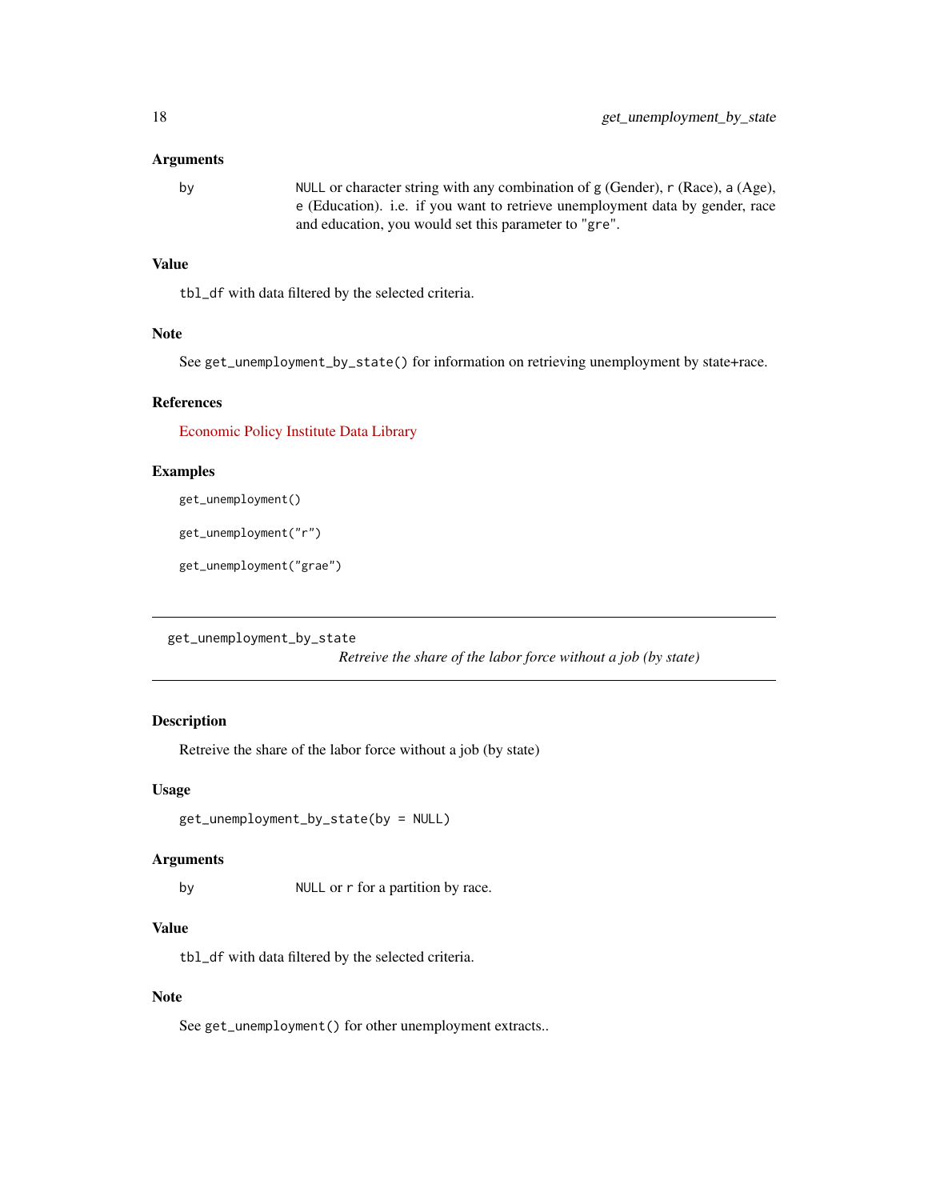### Arguments

by NULL or character string with any combination of g (Gender), r (Race), a (Age), e (Education). i.e. if you want to retrieve unemployment data by gender, race and education, you would set this parameter to "gre".

### Value

tbl_df with data filtered by the selected criteria.

### Note

See get_unemployment_by_state() for information on retrieving unemployment by state+race.

### References

Economic Policy Institute Data Library

### Examples

```
get_unemployment()

get_unemployment("r")

get_unemployment("grae")
```

---

## get_unemployment_by_state

*Retreive the share of the labor force without a job (by state)*

### Description

Retreive the share of the labor force without a job (by state)

### Usage

```
get_unemployment_by_state(by = NULL)
```

### Arguments

by NULL or r for a partition by race.

### Value

tbl_df with data filtered by the selected criteria.

### Note

See get_unemployment() for other unemployment extracts..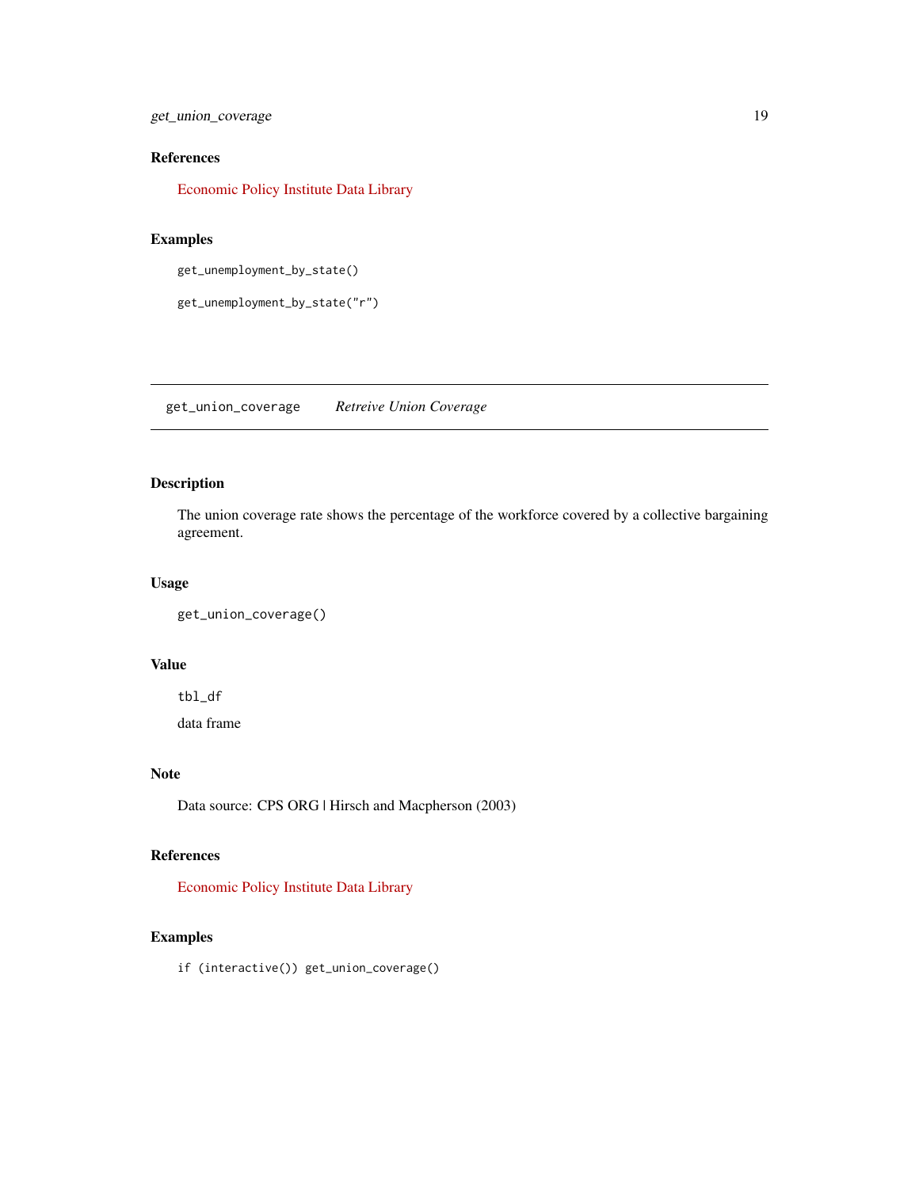## References

Economic Policy Institute Data Library

## Examples

```
get_unemployment_by_state()

get_unemployment_by_state("r")
```

---

# get_union_coverage    *Retreive Union Coverage*

---

## Description

The union coverage rate shows the percentage of the workforce covered by a collective bargaining agreement.

## Usage

```
get_union_coverage()
```

## Value

`tbl_df`

data frame

## Note

Data source: CPS ORG | Hirsch and Macpherson (2003)

## References

Economic Policy Institute Data Library

## Examples

```
if (interactive()) get_union_coverage()
```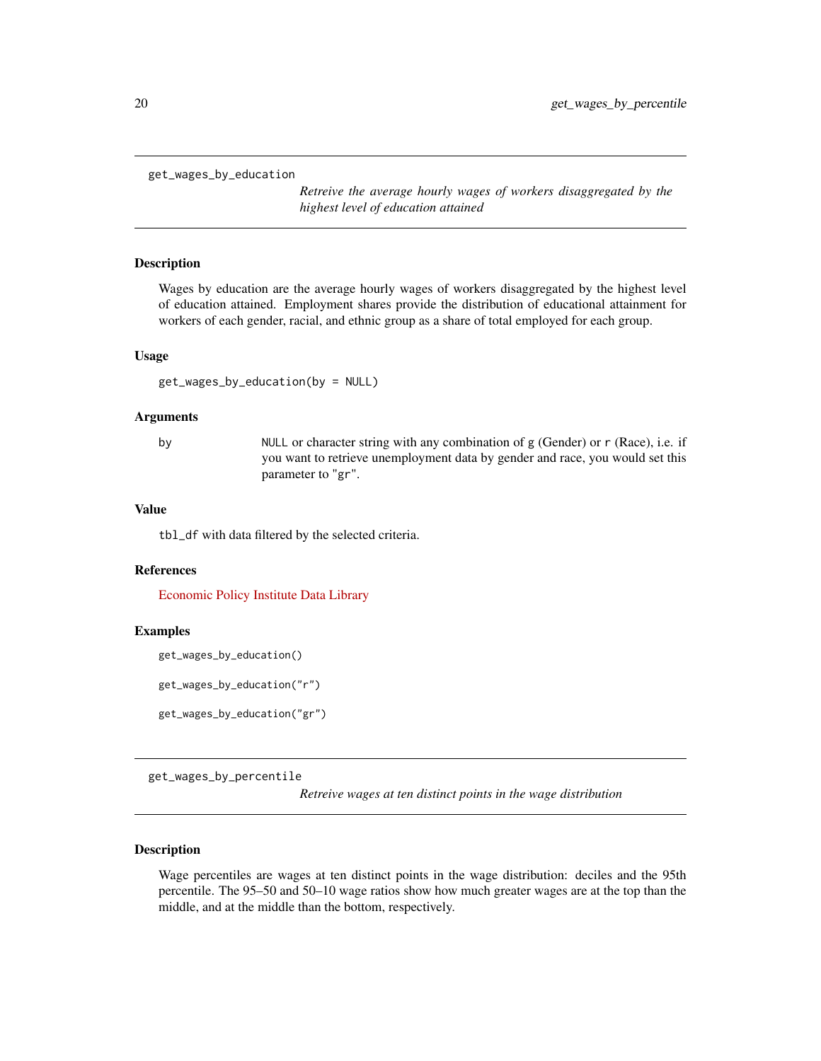## get_wages_by_education

*Retreive the average hourly wages of workers disaggregated by the highest level of education attained*

### Description

Wages by education are the average hourly wages of workers disaggregated by the highest level of education attained. Employment shares provide the distribution of educational attainment for workers of each gender, racial, and ethnic group as a share of total employed for each group.

### Usage

```
get_wages_by_education(by = NULL)
```

### Arguments

| | |
|---|---|
| by | `NULL` or character string with any combination of `g` (Gender) or `r` (Race), i.e. if you want to retrieve unemployment data by gender and race, you would set this parameter to "gr". |

### Value

`tbl_df` with data filtered by the selected criteria.

### References

Economic Policy Institute Data Library

### Examples

```
get_wages_by_education()

get_wages_by_education("r")

get_wages_by_education("gr")
```

## get_wages_by_percentile

*Retreive wages at ten distinct points in the wage distribution*

### Description

Wage percentiles are wages at ten distinct points in the wage distribution: deciles and the 95th percentile. The 95–50 and 50–10 wage ratios show how much greater wages are at the top than the middle, and at the middle than the bottom, respectively.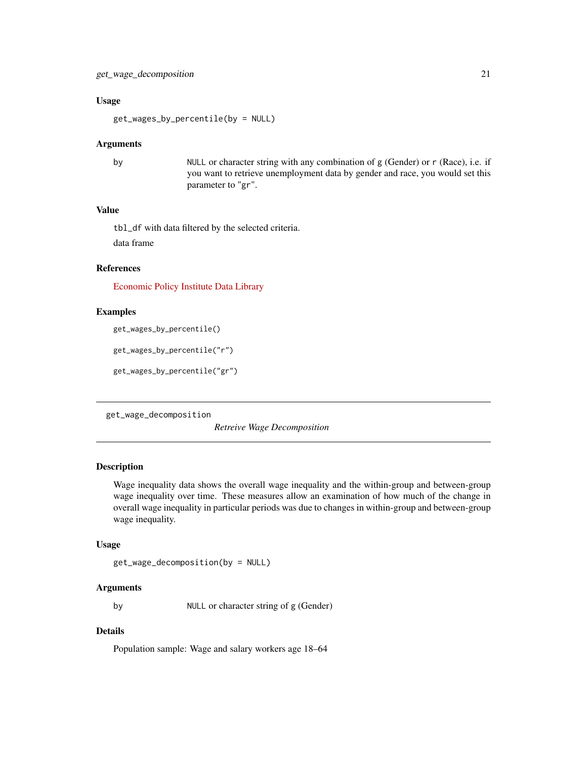### Usage

```
get_wages_by_percentile(by = NULL)
```

### Arguments

| | |
|---|---|
| by | NULL or character string with any combination of g (Gender) or r (Race), i.e. if you want to retrieve unemployment data by gender and race, you would set this parameter to "gr". |

### Value

tbl_df with data filtered by the selected criteria.

data frame

### References

Economic Policy Institute Data Library

### Examples

```
get_wages_by_percentile()

get_wages_by_percentile("r")

get_wages_by_percentile("gr")
```

---

## get_wage_decomposition

*Retreive Wage Decomposition*

---

### Description

Wage inequality data shows the overall wage inequality and the within-group and between-group wage inequality over time. These measures allow an examination of how much of the change in overall wage inequality in particular periods was due to changes in within-group and between-group wage inequality.

### Usage

```
get_wage_decomposition(by = NULL)
```

### Arguments

| | |
|---|---|
| by | NULL or character string of g (Gender) |

### Details

Population sample: Wage and salary workers age 18–64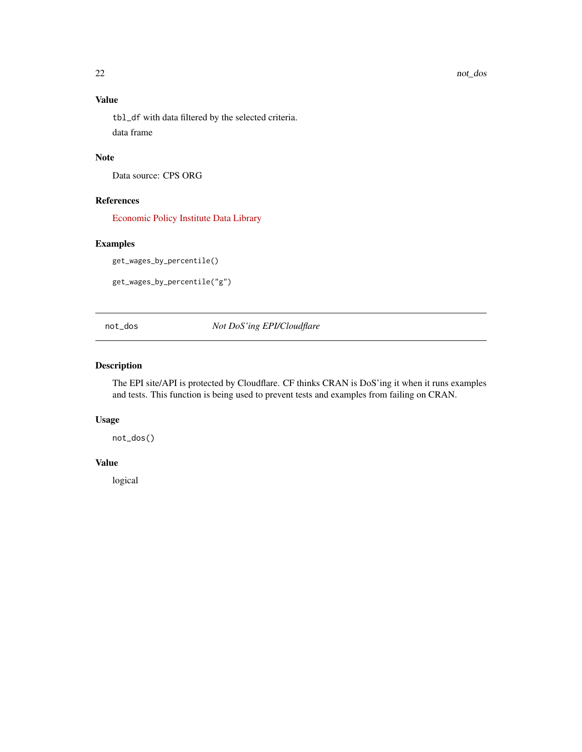### Value

`tbl_df` with data filtered by the selected criteria.

data frame

### Note

Data source: CPS ORG

### References

Economic Policy Institute Data Library

### Examples

```
get_wages_by_percentile()

get_wages_by_percentile("g")
```

---

## not_dos — *Not DoS'ing EPI/Cloudflare*

### Description

The EPI site/API is protected by Cloudflare. CF thinks CRAN is DoS'ing it when it runs examples and tests. This function is being used to prevent tests and examples from failing on CRAN.

### Usage

```
not_dos()
```

### Value

logical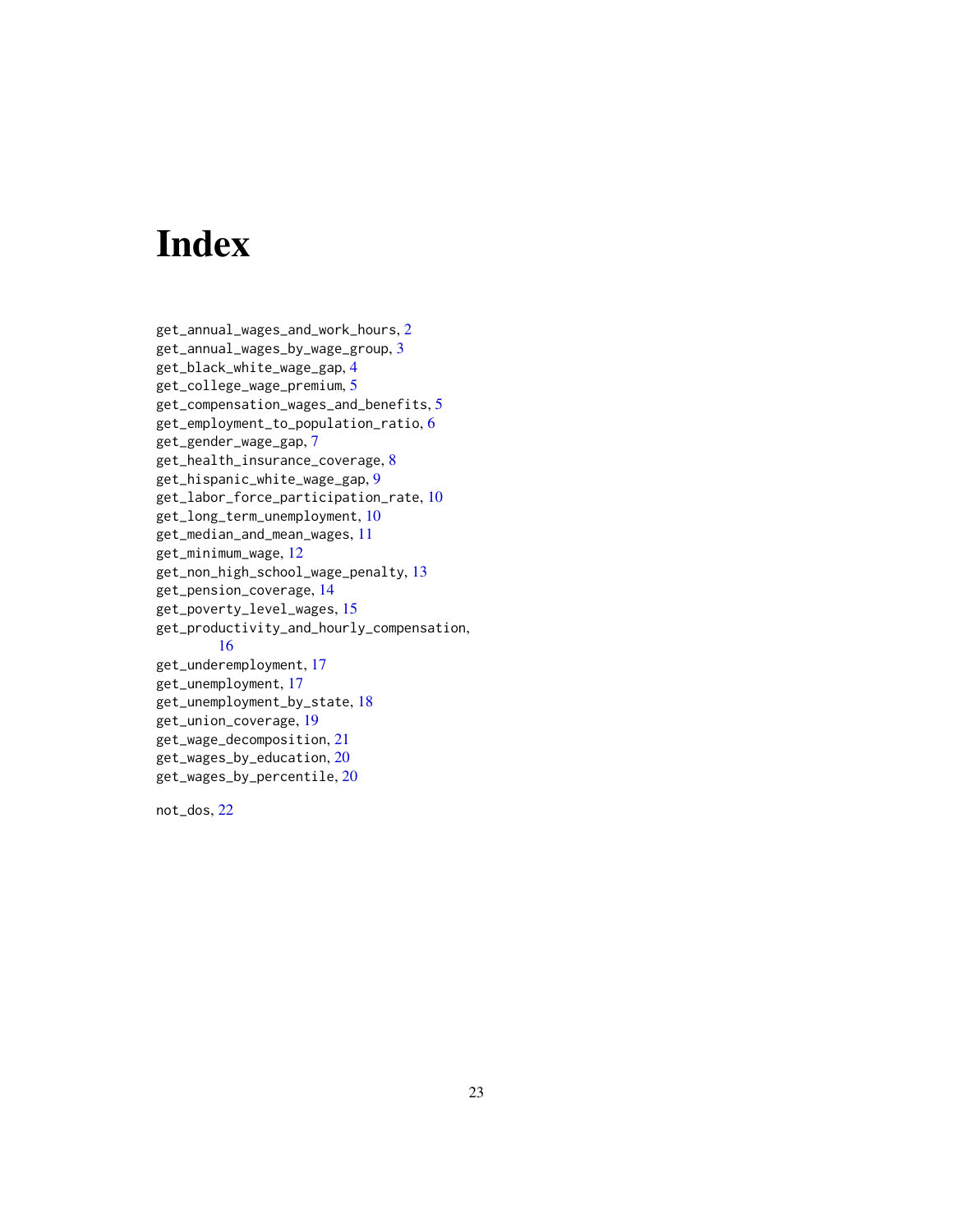# Index

get_annual_wages_and_work_hours, 2
get_annual_wages_by_wage_group, 3
get_black_white_wage_gap, 4
get_college_wage_premium, 5
get_compensation_wages_and_benefits, 5
get_employment_to_population_ratio, 6
get_gender_wage_gap, 7
get_health_insurance_coverage, 8
get_hispanic_white_wage_gap, 9
get_labor_force_participation_rate, 10
get_long_term_unemployment, 10
get_median_and_mean_wages, 11
get_minimum_wage, 12
get_non_high_school_wage_penalty, 13
get_pension_coverage, 14
get_poverty_level_wages, 15
get_productivity_and_hourly_compensation, 16
get_underemployment, 17
get_unemployment, 17
get_unemployment_by_state, 18
get_union_coverage, 19
get_wage_decomposition, 21
get_wages_by_education, 20
get_wages_by_percentile, 20

not_dos, 22